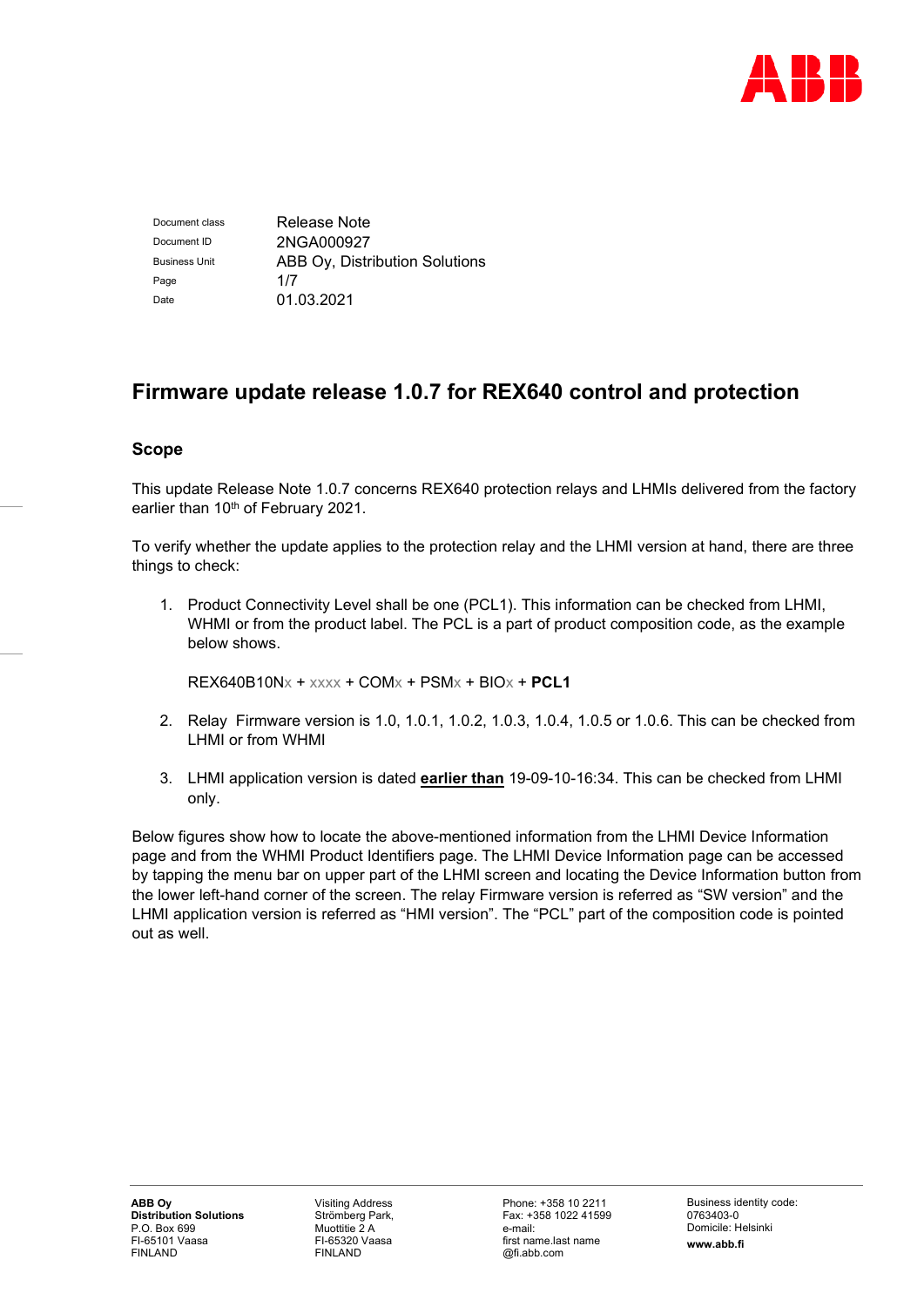| Document class | Release Note |
| --- | --- |
| Document ID | 2NGA000927 |
| Business Unit | ABB Oy, Distribution Solutions |
| Page | 1/7 |
| Date | 01.03.2021 |

# Firmware update release 1.0.7 for REX640 control and protection

## Scope

This update Release Note 1.0.7 concerns REX640 protection relays and LHMIs delivered from the factory earlier than 10th of February 2021.

To verify whether the update applies to the protection relay and the LHMI version at hand, there are three things to check:

1. Product Connectivity Level shall be one (PCL1). This information can be checked from LHMI, WHMI or from the product label. The PCL is a part of product composition code, as the example below shows.

   REX640B10Nx + xxxx + COMx + PSMx + BIOx + **PCL1**

2. Relay Firmware version is 1.0, 1.0.1, 1.0.2, 1.0.3, 1.0.4, 1.0.5 or 1.0.6. This can be checked from LHMI or from WHMI

3. LHMI application version is dated **earlier than** 19-09-10-16:34. This can be checked from LHMI only.

Below figures show how to locate the above-mentioned information from the LHMI Device Information page and from the WHMI Product Identifiers page. The LHMI Device Information page can be accessed by tapping the menu bar on upper part of the LHMI screen and locating the Device Information button from the lower left-hand corner of the screen. The relay Firmware version is referred as “SW version” and the LHMI application version is referred as “HMI version”. The “PCL” part of the composition code is pointed out as well.

**ABB Oy**
**Distribution Solutions**
P.O. Box 699
FI-65101 Vaasa
FINLAND

Visiting Address
Strömberg Park,
Muottitie 2 A
FI-65320 Vaasa
FINLAND

Phone: +358 10 2211
Fax: +358 1022 41599
e-mail:
first name.last name
@fi.abb.com

Business identity code:
0763403-0
Domicile: Helsinki
**www.abb.fi**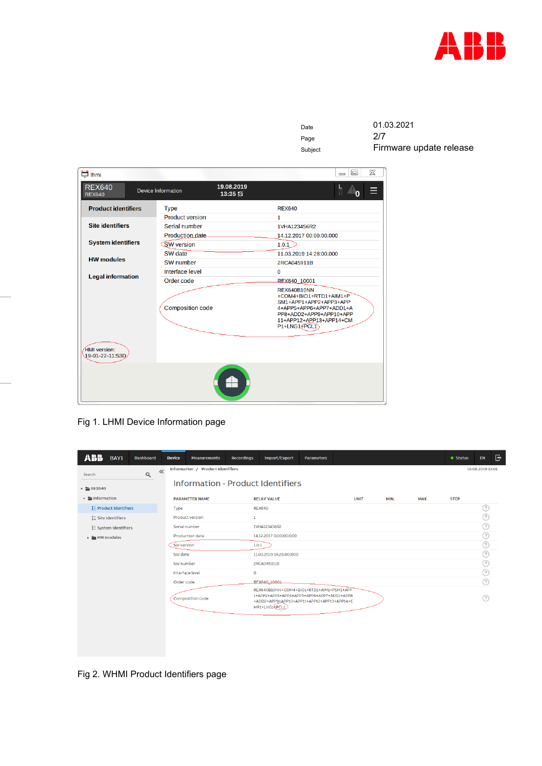| | |
|---|---|
| Date | 01.03.2021 |
| Page | 2/7 |
| Subject | Firmware update release |

| | |
|---|---|
| Type | REX640 |
| Product version | 1 |
| Serial number | 1VHA123456R2 |
| Production date | 14.12.2017 00:00:00.000 |
| SW version | 1.0.1 |
| SW date | 11.03.2019 14:28:00.000 |
| SW number | 2RCA045911B |
| Interface level | 0 |
| Order code | REX640_10001 |
| Composition code | REX640B10NN+COM4+BIO1+RTD1+AIM1+PSM1+APP1+APP2+APP3+APP4+APP5+APP6+APP7+ADD1+APP8+ADD2+APP9+APP10+APP11+APP12+APP13+APP14+CMP1+LNG1+PCL1 |

HMI version: 19-01-22-11:53D

Fig 1. LHMI Device Information page

Information - Product Identifiers

| PARAMETER NAME | RELAY VALUE | UNIT | MIN. | MAX. | STEP |
|---|---|---|---|---|---|
| Type | REX640 | | | | |
| Product version | 1 | | | | |
| Serial number | 1VHA123456R2 | | | | |
| Production date | 14.12.2017 0:00:00:000 | | | | |
| SW version | 1.0.1 | | | | |
| SW date | 11.03.2019 14:28:00:000 | | | | |
| SW number | 2RCA045911B | | | | |
| Interface level | 0 | | | | |
| Order code | REX640_10001 | | | | |
| Composition code | REX640B10NN+COM4+BIO1+RTD1+AIM1+PSM1+APP1+APP2+APP3+APP4+APP5+APP6+APP7+ADD1+APP8+ADD2+APP9+APP10+APP11+APP12+APP13+APP14+CMP1+LNG1+PCL1 | | | | |

Fig 2. WHMI Product Identifiers page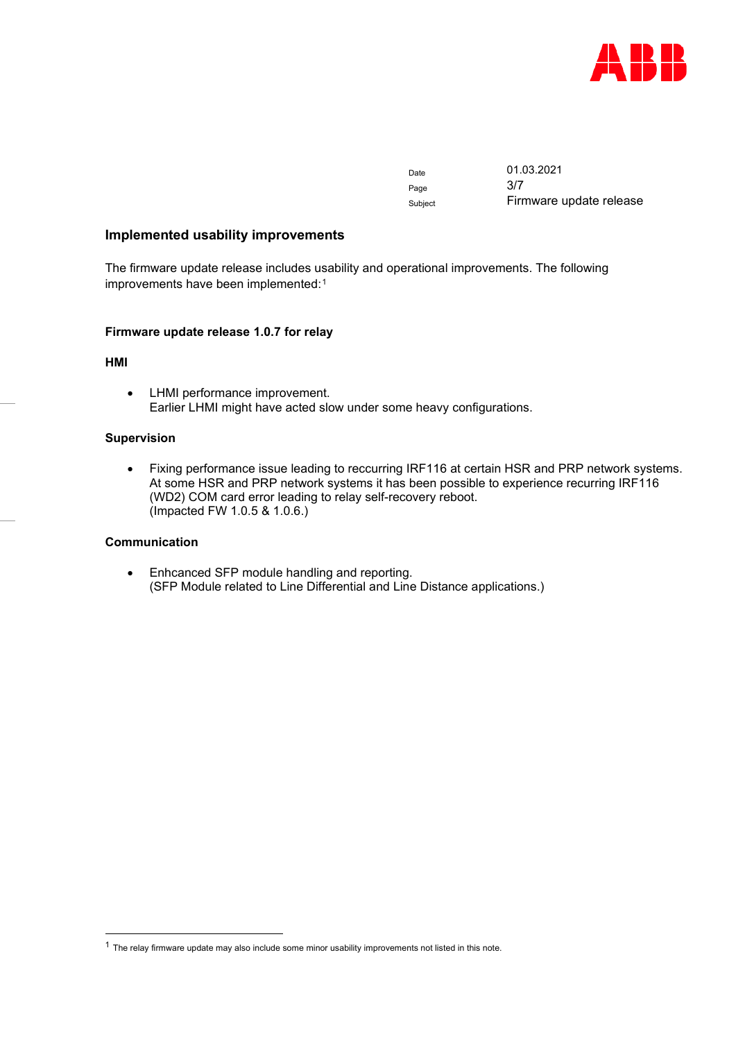## Implemented usability improvements

The firmware update release includes usability and operational improvements. The following improvements have been implemented:[1]

### Firmware update release 1.0.7 for relay

#### HMI

- LHMI performance improvement.
  Earlier LHMI might have acted slow under some heavy configurations.

#### Supervision

- Fixing performance issue leading to reccurring IRF116 at certain HSR and PRP network systems.
  At some HSR and PRP network systems it has been possible to experience recurring IRF116 (WD2) COM card error leading to relay self-recovery reboot.
  (Impacted FW 1.0.5 & 1.0.6.)

#### Communication

- Enhcanced SFP module handling and reporting.
  (SFP Module related to Line Differential and Line Distance applications.)

---

[1] The relay firmware update may also include some minor usability improvements not listed in this note.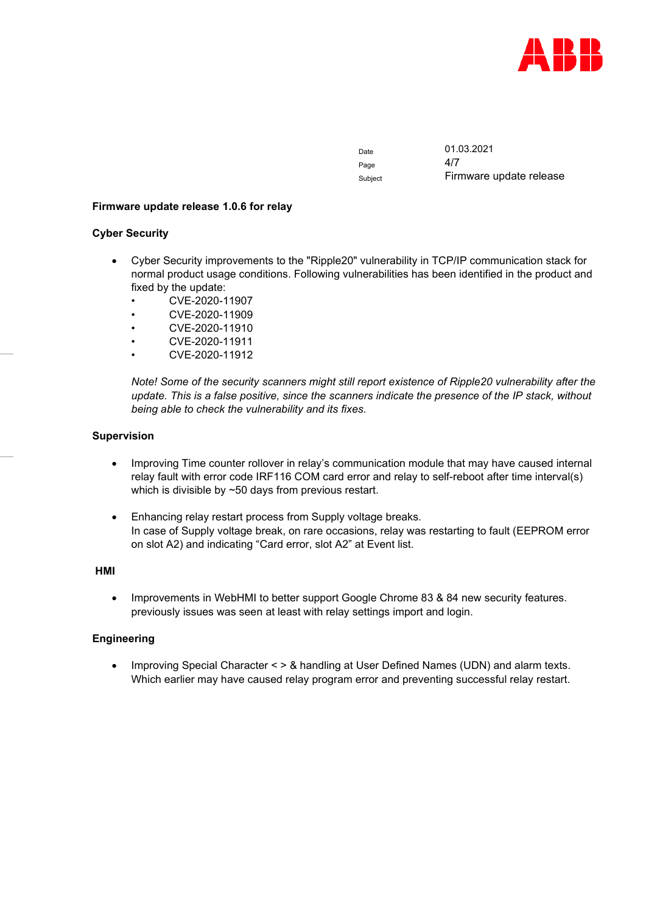| Date | 01.03.2021 |
|---|---|
| Subject | Firmware update release |

**Firmware update release 1.0.6 for relay**

**Cyber Security**

- Cyber Security improvements to the "Ripple20" vulnerability in TCP/IP communication stack for normal product usage conditions. Following vulnerabilities has been identified in the product and fixed by the update:
  - CVE-2020-11907
  - CVE-2020-11909
  - CVE-2020-11910
  - CVE-2020-11911
  - CVE-2020-11912

  *Note! Some of the security scanners might still report existence of Ripple20 vulnerability after the update. This is a false positive, since the scanners indicate the presence of the IP stack, without being able to check the vulnerability and its fixes.*

**Supervision**

- Improving Time counter rollover in relay's communication module that may have caused internal relay fault with error code IRF116 COM card error and relay to self-reboot after time interval(s) which is divisible by ~50 days from previous restart.

- Enhancing relay restart process from Supply voltage breaks.
  In case of Supply voltage break, on rare occasions, relay was restarting to fault (EEPROM error on slot A2) and indicating "Card error, slot A2" at Event list.

**HMI**

- Improvements in WebHMI to better support Google Chrome 83 & 84 new security features. previously issues was seen at least with relay settings import and login.

**Engineering**

- Improving Special Character < > & handling at User Defined Names (UDN) and alarm texts. Which earlier may have caused relay program error and preventing successful relay restart.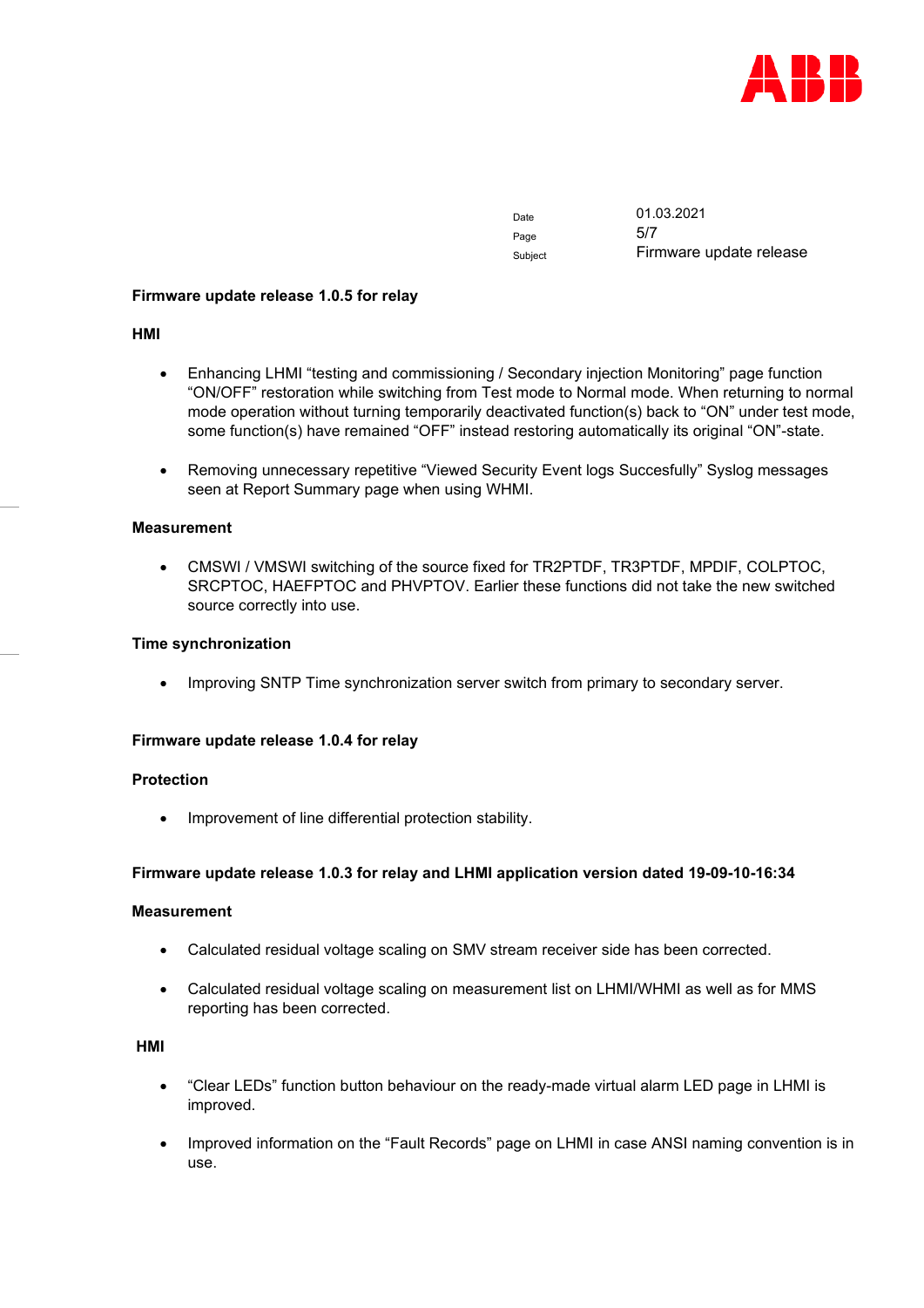**Firmware update release 1.0.5 for relay**

**HMI**

- Enhancing LHMI “testing and commissioning / Secondary injection Monitoring” page function “ON/OFF” restoration while switching from Test mode to Normal mode. When returning to normal mode operation without turning temporarily deactivated function(s) back to “ON” under test mode, some function(s) have remained “OFF” instead restoring automatically its original “ON”-state.

- Removing unnecessary repetitive “Viewed Security Event logs Succesfully” Syslog messages seen at Report Summary page when using WHMI.

**Measurement**

- CMSWI / VMSWI switching of the source fixed for TR2PTDF, TR3PTDF, MPDIF, COLPTOC, SRCPTOC, HAEFPTOC and PHVPTOV. Earlier these functions did not take the new switched source correctly into use.

**Time synchronization**

- Improving SNTP Time synchronization server switch from primary to secondary server.

**Firmware update release 1.0.4 for relay**

**Protection**

- Improvement of line differential protection stability.

**Firmware update release 1.0.3 for relay and LHMI application version dated 19-09-10-16:34**

**Measurement**

- Calculated residual voltage scaling on SMV stream receiver side has been corrected.

- Calculated residual voltage scaling on measurement list on LHMI/WHMI as well as for MMS reporting has been corrected.

**HMI**

- “Clear LEDs” function button behaviour on the ready-made virtual alarm LED page in LHMI is improved.

- Improved information on the “Fault Records” page on LHMI in case ANSI naming convention is in use.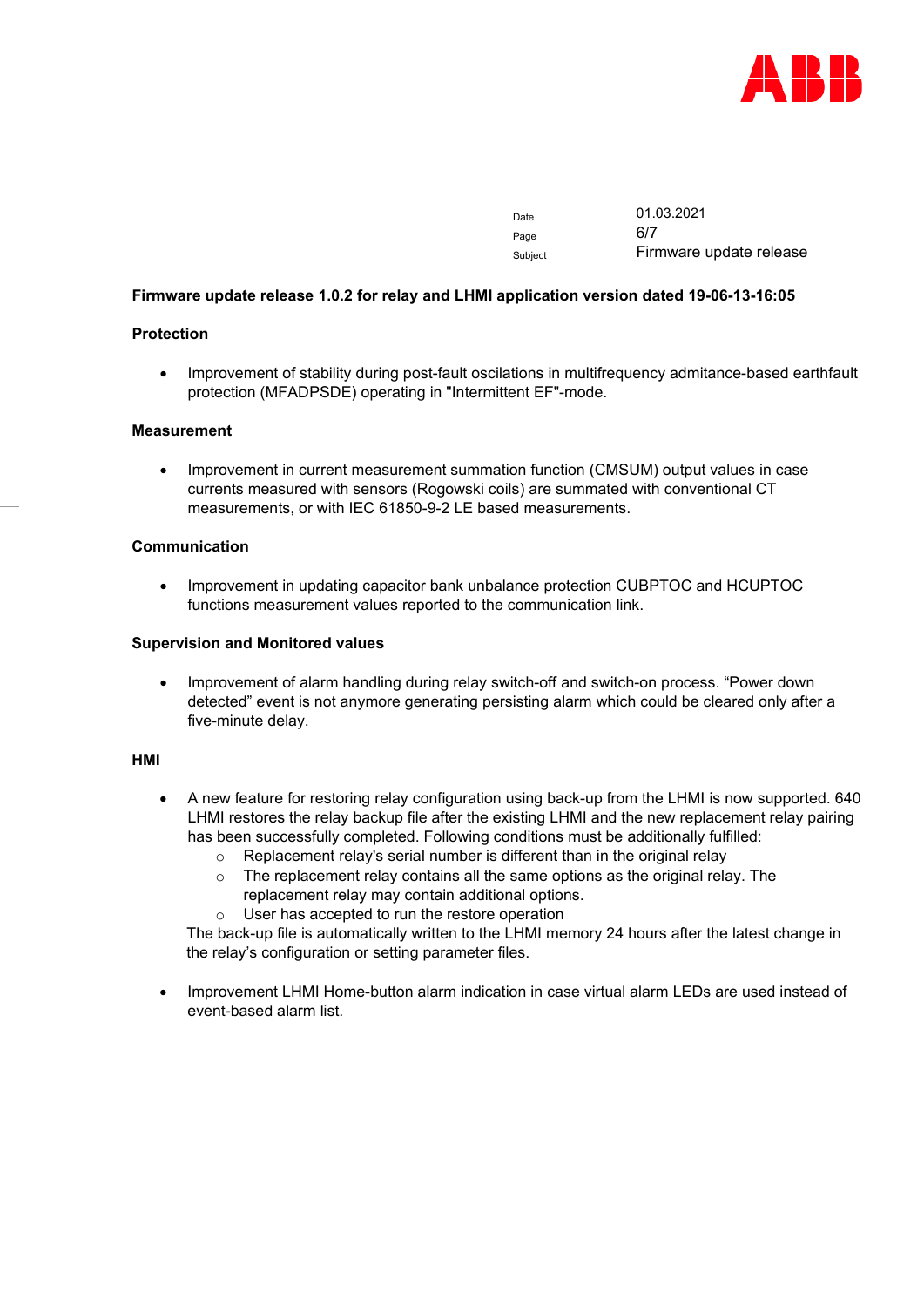| | |
|---|---|
| Date | 01.03.2021 |
| Page | 6/7 |
| Subject | Firmware update release |

**Firmware update release 1.0.2 for relay and LHMI application version dated 19-06-13-16:05**

**Protection**

- Improvement of stability during post-fault oscilations in multifrequency admitance-based earthfault protection (MFADPSDE) operating in "Intermittent EF"-mode.

**Measurement**

- Improvement in current measurement summation function (CMSUM) output values in case currents measured with sensors (Rogowski coils) are summated with conventional CT measurements, or with IEC 61850-9-2 LE based measurements.

**Communication**

- Improvement in updating capacitor bank unbalance protection CUBPTOC and HCUPTOC functions measurement values reported to the communication link.

**Supervision and Monitored values**

- Improvement of alarm handling during relay switch-off and switch-on process. “Power down detected” event is not anymore generating persisting alarm which could be cleared only after a five-minute delay.

**HMI**

- A new feature for restoring relay configuration using back-up from the LHMI is now supported. 640 LHMI restores the relay backup file after the existing LHMI and the new replacement relay pairing has been successfully completed. Following conditions must be additionally fulfilled:
  - Replacement relay's serial number is different than in the original relay
  - The replacement relay contains all the same options as the original relay. The replacement relay may contain additional options.
  - User has accepted to run the restore operation

  The back-up file is automatically written to the LHMI memory 24 hours after the latest change in the relay’s configuration or setting parameter files.

- Improvement LHMI Home-button alarm indication in case virtual alarm LEDs are used instead of event-based alarm list.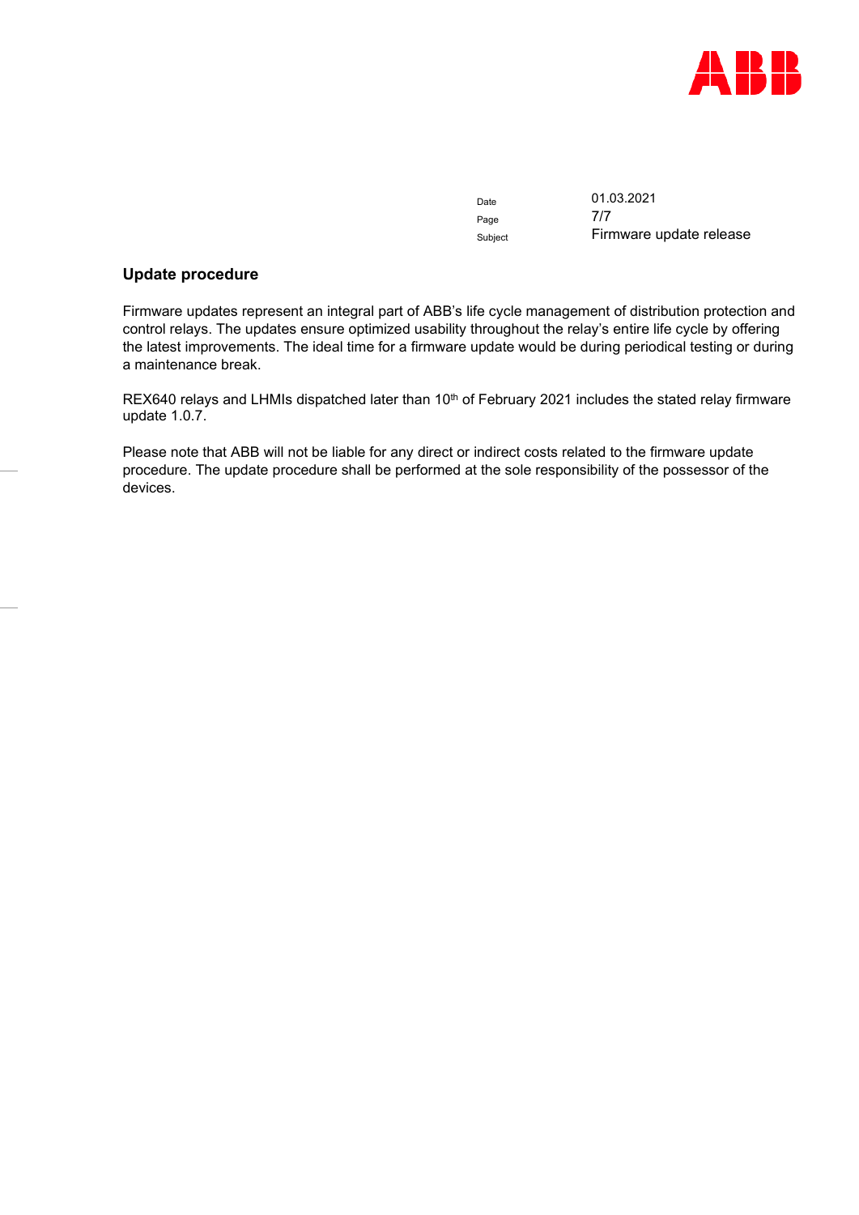## Update procedure

Firmware updates represent an integral part of ABB's life cycle management of distribution protection and control relays. The updates ensure optimized usability throughout the relay's entire life cycle by offering the latest improvements. The ideal time for a firmware update would be during periodical testing or during a maintenance break.

REX640 relays and LHMIs dispatched later than 10th of February 2021 includes the stated relay firmware update 1.0.7.

Please note that ABB will not be liable for any direct or indirect costs related to the firmware update procedure. The update procedure shall be performed at the sole responsibility of the possessor of the devices.